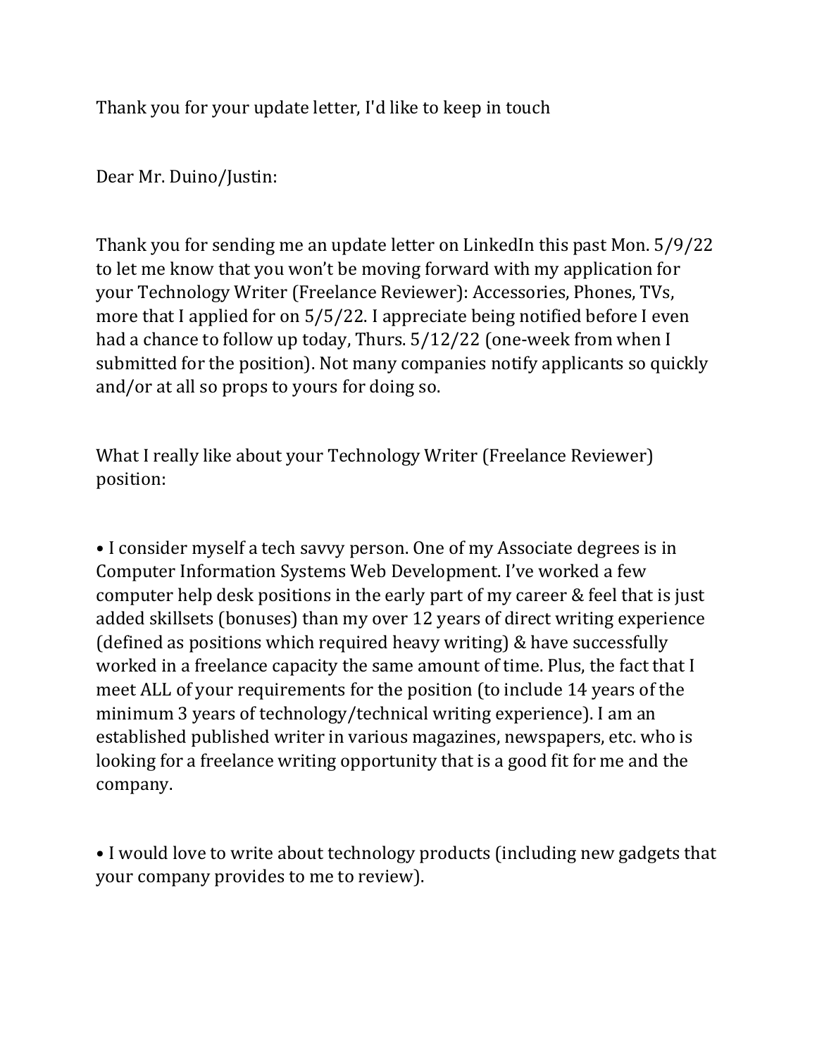Thank you for your update letter, I'd like to keep in touch

Dear Mr. Duino/Justin:

Thank you for sending me an update letter on LinkedIn this past Mon. 5/9/22 to let me know that you won't be moving forward with my application for your Technology Writer (Freelance Reviewer): Accessories, Phones, TVs, more that I applied for on 5/5/22. I appreciate being notified before I even had a chance to follow up today, Thurs. 5/12/22 (one-week from when I submitted for the position). Not many companies notify applicants so quickly and/or at all so props to yours for doing so.

What I really like about your Technology Writer (Freelance Reviewer) position:

- I consider myself a tech savvy person. One of my Associate degrees is in Computer Information Systems Web Development. I've worked a few computer help desk positions in the early part of my career & feel that is just added skillsets (bonuses) than my over 12 years of direct writing experience (defined as positions which required heavy writing) & have successfully worked in a freelance capacity the same amount of time. Plus, the fact that I meet ALL of your requirements for the position (to include 14 years of the minimum 3 years of technology/technical writing experience). I am an established published writer in various magazines, newspapers, etc. who is looking for a freelance writing opportunity that is a good fit for me and the company.

- I would love to write about technology products (including new gadgets that your company provides to me to review).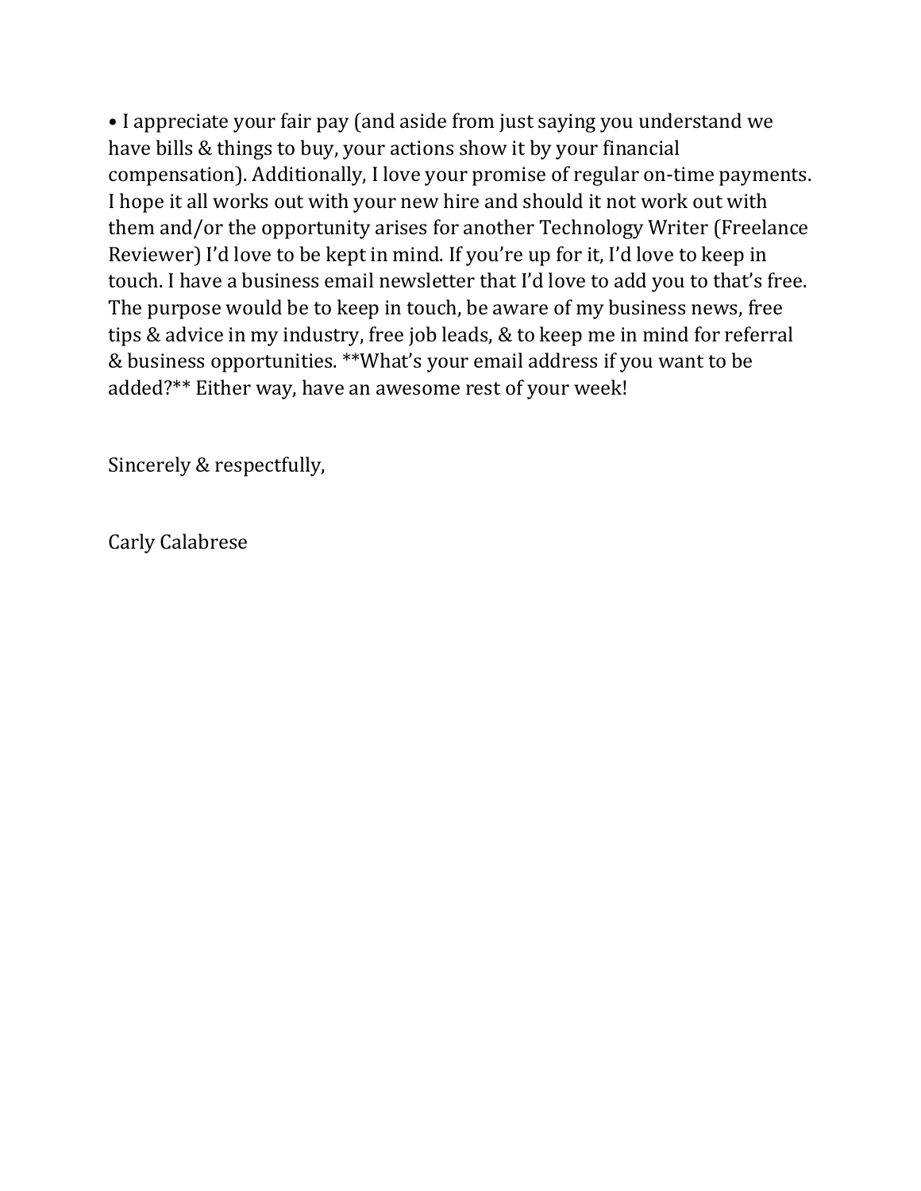- I appreciate your fair pay (and aside from just saying you understand we have bills & things to buy, your actions show it by your financial compensation). Additionally, I love your promise of regular on-time payments. I hope it all works out with your new hire and should it not work out with them and/or the opportunity arises for another Technology Writer (Freelance Reviewer) I'd love to be kept in mind. If you're up for it, I'd love to keep in touch. I have a business email newsletter that I'd love to add you to that's free. The purpose would be to keep in touch, be aware of my business news, free tips & advice in my industry, free job leads, & to keep me in mind for referral & business opportunities. **What's your email address if you want to be added?** Either way, have an awesome rest of your week!

Sincerely & respectfully,

Carly Calabrese